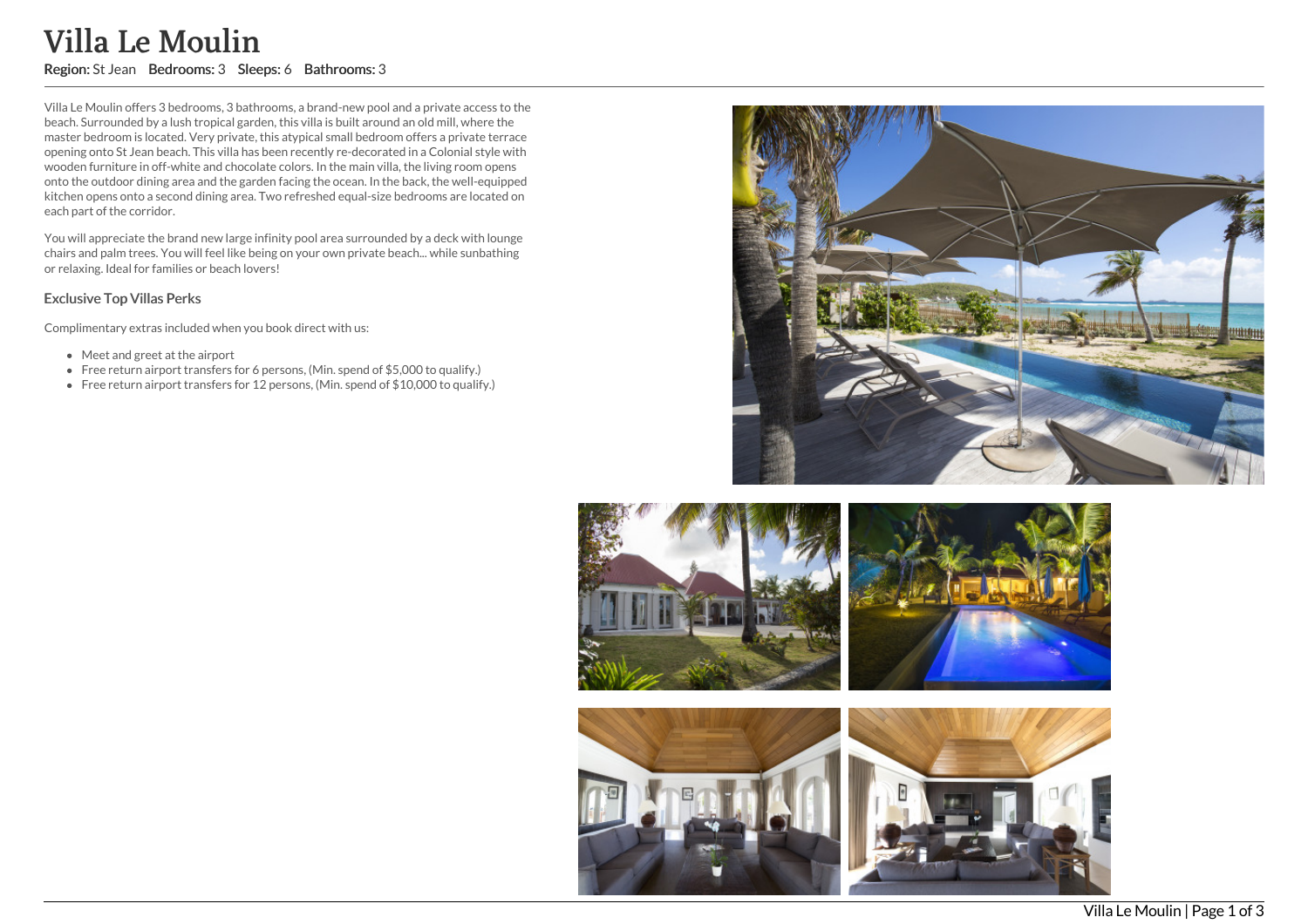# Villa Le Moulin

**Region:** St Jean **Bedrooms:** 3 **Sleeps:** 6 **Bathrooms:** 3

Villa Le Moulin offers 3 bedrooms, 3 bathrooms, a brand-new pool and a private access to the beach. Surrounded by a lush tropical garden, this villa is built around an old mill, where the master bedroom is located. Very private, this atypical small bedroom offers a private terrace opening onto St Jean beach. This villa has been recently re-decorated in a Colonial style with wooden furniture in off-white and chocolate colors. In the main villa, the living room opens onto the outdoor dining area and the garden facing the ocean. In the back, the well-equipped kitchen opens onto a second dining area. Two refreshed equal-size bedrooms are located on each part of the corridor.

You will appreciate the brand new large infinity pool area surrounded by a deck with lounge chairs and palm trees. You will feel like being on your own private beach... while sunbathing or relaxing. Ideal for families or beach lovers!

### Exclusive Top Villas Perks

Complimentary extras included when you book direct with us:

- Meet and greet at the airport
- Free return airport transfers for 6 persons, (Min. spend of $5,000 to qualify.)
- Free return airport transfers for 12 persons, (Min. spend of $10,000 to qualify.)